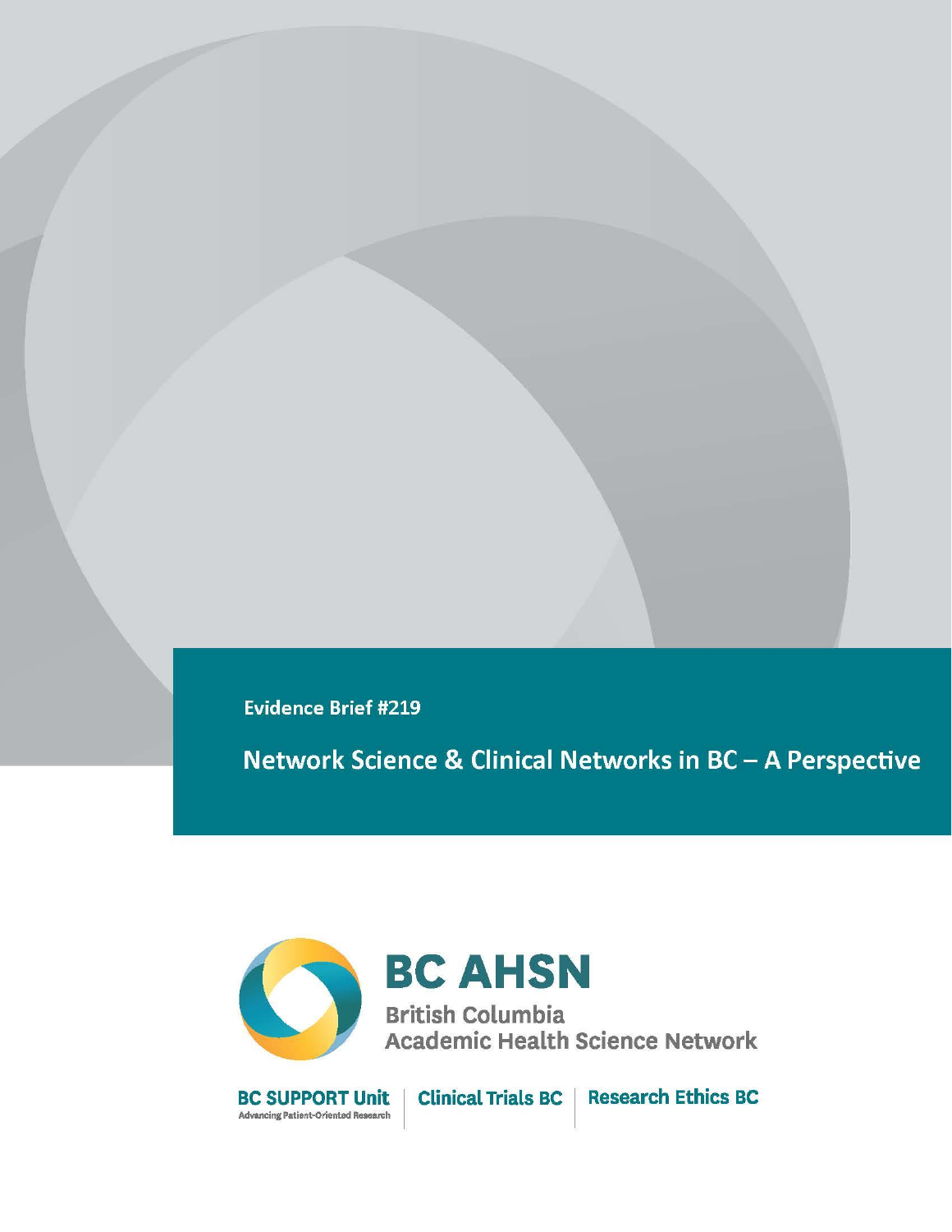Evidence Brief #219

# Network Science & Clinical Networks in BC – A Perspective

**BC AHSN**

British Columbia
Academic Health Science Network

BC SUPPORT Unit
Advancing Patient-Oriented Research

Clinical Trials BC

Research Ethics BC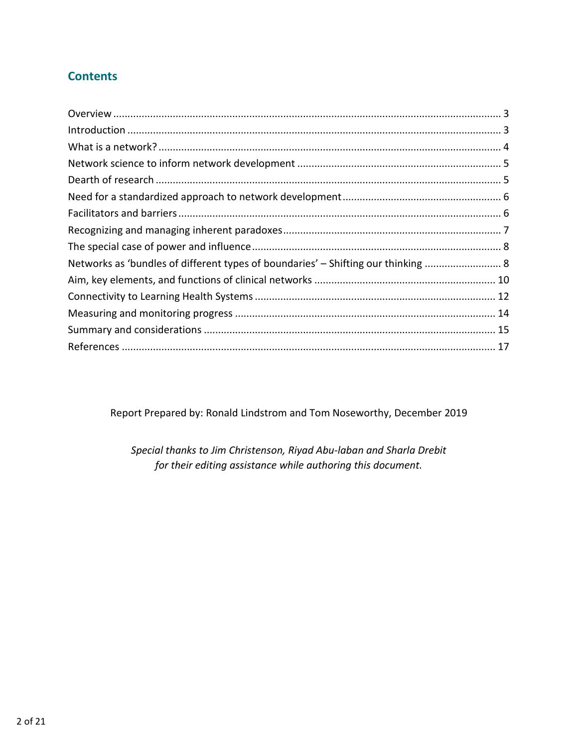## Contents

Overview ........................................................................................................................ 3
Introduction ................................................................................................................... 3
What is a network? ........................................................................................................ 4
Network science to inform network development ........................................................ 5
Dearth of research ......................................................................................................... 5
Need for a standardized approach to network development ........................................ 6
Facilitators and barriers .................................................................................................. 6
Recognizing and managing inherent paradoxes ............................................................ 7
The special case of power and influence ....................................................................... 8
Networks as 'bundles of different types of boundaries' – Shifting our thinking ........... 8
Aim, key elements, and functions of clinical networks ................................................ 10
Connectivity to Learning Health Systems .................................................................... 12
Measuring and monitoring progress ............................................................................ 14
Summary and considerations ...................................................................................... 15
References ................................................................................................................... 17

Report Prepared by: Ronald Lindstrom and Tom Noseworthy, December 2019

*Special thanks to Jim Christenson, Riyad Abu-laban and Sharla Drebit for their editing assistance while authoring this document.*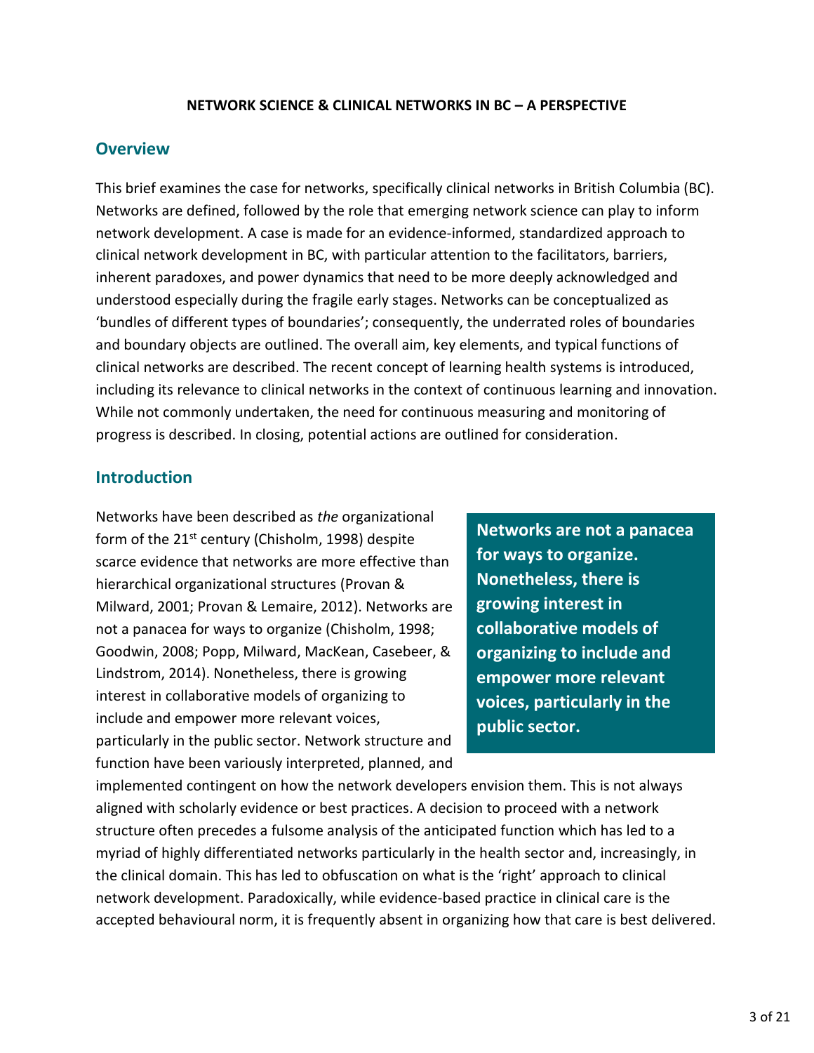**NETWORK SCIENCE & CLINICAL NETWORKS IN BC – A PERSPECTIVE**

## Overview

This brief examines the case for networks, specifically clinical networks in British Columbia (BC). Networks are defined, followed by the role that emerging network science can play to inform network development. A case is made for an evidence-informed, standardized approach to clinical network development in BC, with particular attention to the facilitators, barriers, inherent paradoxes, and power dynamics that need to be more deeply acknowledged and understood especially during the fragile early stages. Networks can be conceptualized as 'bundles of different types of boundaries'; consequently, the underrated roles of boundaries and boundary objects are outlined. The overall aim, key elements, and typical functions of clinical networks are described. The recent concept of learning health systems is introduced, including its relevance to clinical networks in the context of continuous learning and innovation. While not commonly undertaken, the need for continuous measuring and monitoring of progress is described. In closing, potential actions are outlined for consideration.

## Introduction

Networks have been described as *the* organizational form of the 21st century (Chisholm, 1998) despite scarce evidence that networks are more effective than hierarchical organizational structures (Provan & Milward, 2001; Provan & Lemaire, 2012). Networks are not a panacea for ways to organize (Chisholm, 1998; Goodwin, 2008; Popp, Milward, MacKean, Casebeer, & Lindstrom, 2014). Nonetheless, there is growing interest in collaborative models of organizing to include and empower more relevant voices, particularly in the public sector. Network structure and function have been variously interpreted, planned, and implemented contingent on how the network developers envision them. This is not always aligned with scholarly evidence or best practices. A decision to proceed with a network structure often precedes a fulsome analysis of the anticipated function which has led to a myriad of highly differentiated networks particularly in the health sector and, increasingly, in the clinical domain. This has led to obfuscation on what is the 'right' approach to clinical network development. Paradoxically, while evidence-based practice in clinical care is the accepted behavioural norm, it is frequently absent in organizing how that care is best delivered.

**Networks are not a panacea for ways to organize. Nonetheless, there is growing interest in collaborative models of organizing to include and empower more relevant voices, particularly in the public sector.**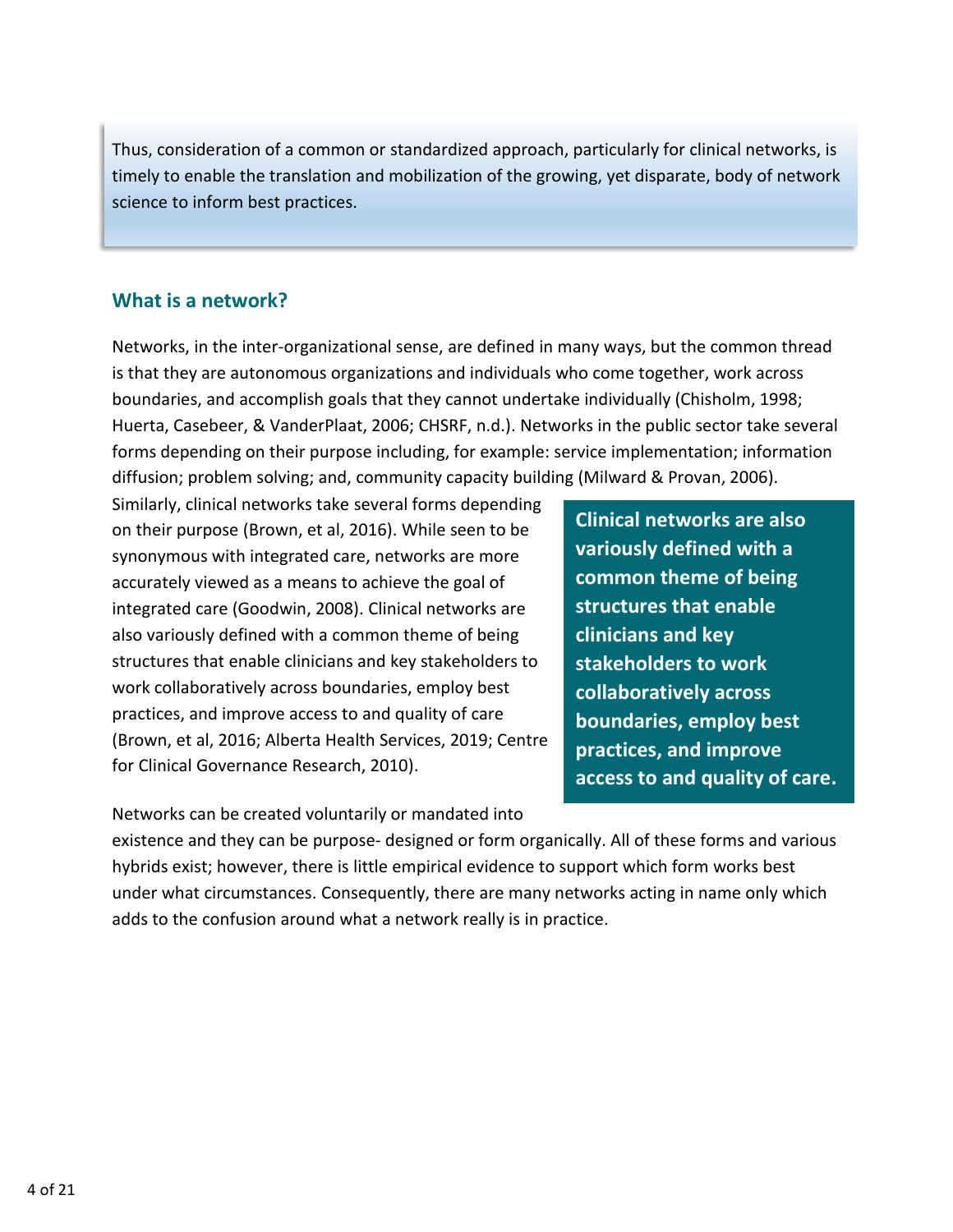Thus, consideration of a common or standardized approach, particularly for clinical networks, is timely to enable the translation and mobilization of the growing, yet disparate, body of network science to inform best practices.

## What is a network?

Networks, in the inter-organizational sense, are defined in many ways, but the common thread is that they are autonomous organizations and individuals who come together, work across boundaries, and accomplish goals that they cannot undertake individually (Chisholm, 1998; Huerta, Casebeer, & VanderPlaat, 2006; CHSRF, n.d.). Networks in the public sector take several forms depending on their purpose including, for example: service implementation; information diffusion; problem solving; and, community capacity building (Milward & Provan, 2006). Similarly, clinical networks take several forms depending on their purpose (Brown, et al, 2016). While seen to be synonymous with integrated care, networks are more accurately viewed as a means to achieve the goal of integrated care (Goodwin, 2008). Clinical networks are also variously defined with a common theme of being structures that enable clinicians and key stakeholders to work collaboratively across boundaries, employ best practices, and improve access to and quality of care (Brown, et al, 2016; Alberta Health Services, 2019; Centre for Clinical Governance Research, 2010).

**Clinical networks are also variously defined with a common theme of being structures that enable clinicians and key stakeholders to work collaboratively across boundaries, employ best practices, and improve access to and quality of care.**

Networks can be created voluntarily or mandated into existence and they can be purpose- designed or form organically. All of these forms and various hybrids exist; however, there is little empirical evidence to support which form works best under what circumstances. Consequently, there are many networks acting in name only which adds to the confusion around what a network really is in practice.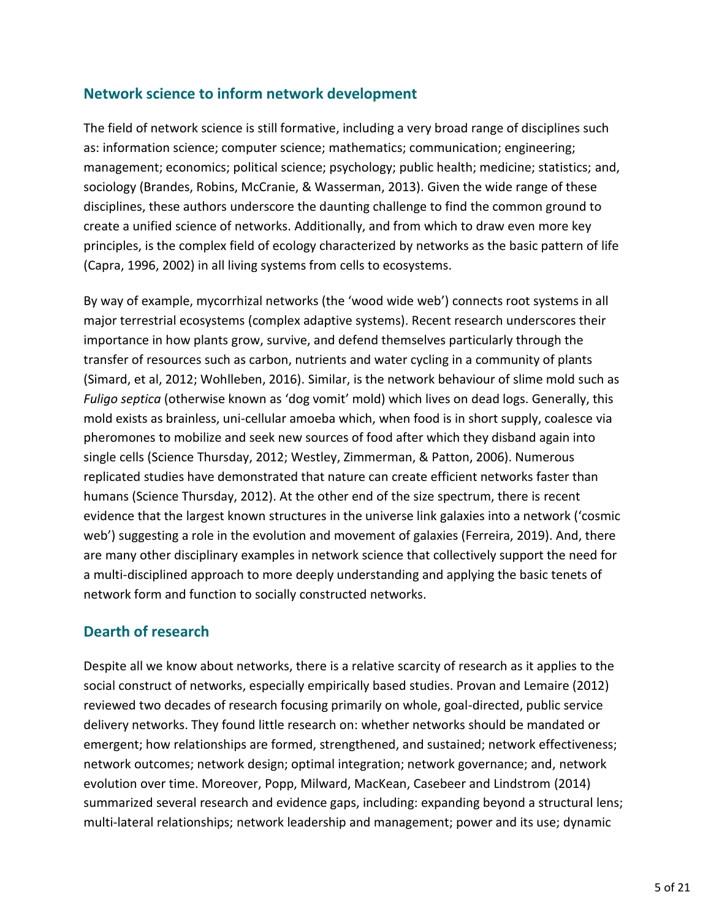## Network science to inform network development

The field of network science is still formative, including a very broad range of disciplines such as: information science; computer science; mathematics; communication; engineering; management; economics; political science; psychology; public health; medicine; statistics; and, sociology (Brandes, Robins, McCranie, & Wasserman, 2013). Given the wide range of these disciplines, these authors underscore the daunting challenge to find the common ground to create a unified science of networks. Additionally, and from which to draw even more key principles, is the complex field of ecology characterized by networks as the basic pattern of life (Capra, 1996, 2002) in all living systems from cells to ecosystems.

By way of example, mycorrhizal networks (the 'wood wide web') connects root systems in all major terrestrial ecosystems (complex adaptive systems). Recent research underscores their importance in how plants grow, survive, and defend themselves particularly through the transfer of resources such as carbon, nutrients and water cycling in a community of plants (Simard, et al, 2012; Wohlleben, 2016). Similar, is the network behaviour of slime mold such as *Fuligo septica* (otherwise known as 'dog vomit' mold) which lives on dead logs. Generally, this mold exists as brainless, uni-cellular amoeba which, when food is in short supply, coalesce via pheromones to mobilize and seek new sources of food after which they disband again into single cells (Science Thursday, 2012; Westley, Zimmerman, & Patton, 2006). Numerous replicated studies have demonstrated that nature can create efficient networks faster than humans (Science Thursday, 2012). At the other end of the size spectrum, there is recent evidence that the largest known structures in the universe link galaxies into a network ('cosmic web') suggesting a role in the evolution and movement of galaxies (Ferreira, 2019). And, there are many other disciplinary examples in network science that collectively support the need for a multi-disciplined approach to more deeply understanding and applying the basic tenets of network form and function to socially constructed networks.

## Dearth of research

Despite all we know about networks, there is a relative scarcity of research as it applies to the social construct of networks, especially empirically based studies. Provan and Lemaire (2012) reviewed two decades of research focusing primarily on whole, goal-directed, public service delivery networks. They found little research on: whether networks should be mandated or emergent; how relationships are formed, strengthened, and sustained; network effectiveness; network outcomes; network design; optimal integration; network governance; and, network evolution over time. Moreover, Popp, Milward, MacKean, Casebeer and Lindstrom (2014) summarized several research and evidence gaps, including: expanding beyond a structural lens; multi-lateral relationships; network leadership and management; power and its use; dynamic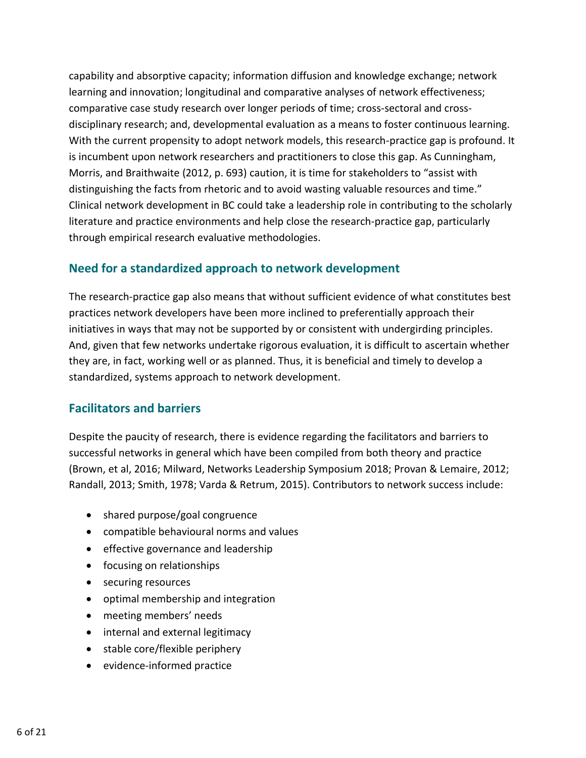capability and absorptive capacity; information diffusion and knowledge exchange; network learning and innovation; longitudinal and comparative analyses of network effectiveness; comparative case study research over longer periods of time; cross-sectoral and cross-disciplinary research; and, developmental evaluation as a means to foster continuous learning. With the current propensity to adopt network models, this research-practice gap is profound. It is incumbent upon network researchers and practitioners to close this gap. As Cunningham, Morris, and Braithwaite (2012, p. 693) caution, it is time for stakeholders to "assist with distinguishing the facts from rhetoric and to avoid wasting valuable resources and time." Clinical network development in BC could take a leadership role in contributing to the scholarly literature and practice environments and help close the research-practice gap, particularly through empirical research evaluative methodologies.

## Need for a standardized approach to network development

The research-practice gap also means that without sufficient evidence of what constitutes best practices network developers have been more inclined to preferentially approach their initiatives in ways that may not be supported by or consistent with undergirding principles. And, given that few networks undertake rigorous evaluation, it is difficult to ascertain whether they are, in fact, working well or as planned. Thus, it is beneficial and timely to develop a standardized, systems approach to network development.

## Facilitators and barriers

Despite the paucity of research, there is evidence regarding the facilitators and barriers to successful networks in general which have been compiled from both theory and practice (Brown, et al, 2016; Milward, Networks Leadership Symposium 2018; Provan & Lemaire, 2012; Randall, 2013; Smith, 1978; Varda & Retrum, 2015). Contributors to network success include:

- shared purpose/goal congruence
- compatible behavioural norms and values
- effective governance and leadership
- focusing on relationships
- securing resources
- optimal membership and integration
- meeting members' needs
- internal and external legitimacy
- stable core/flexible periphery
- evidence-informed practice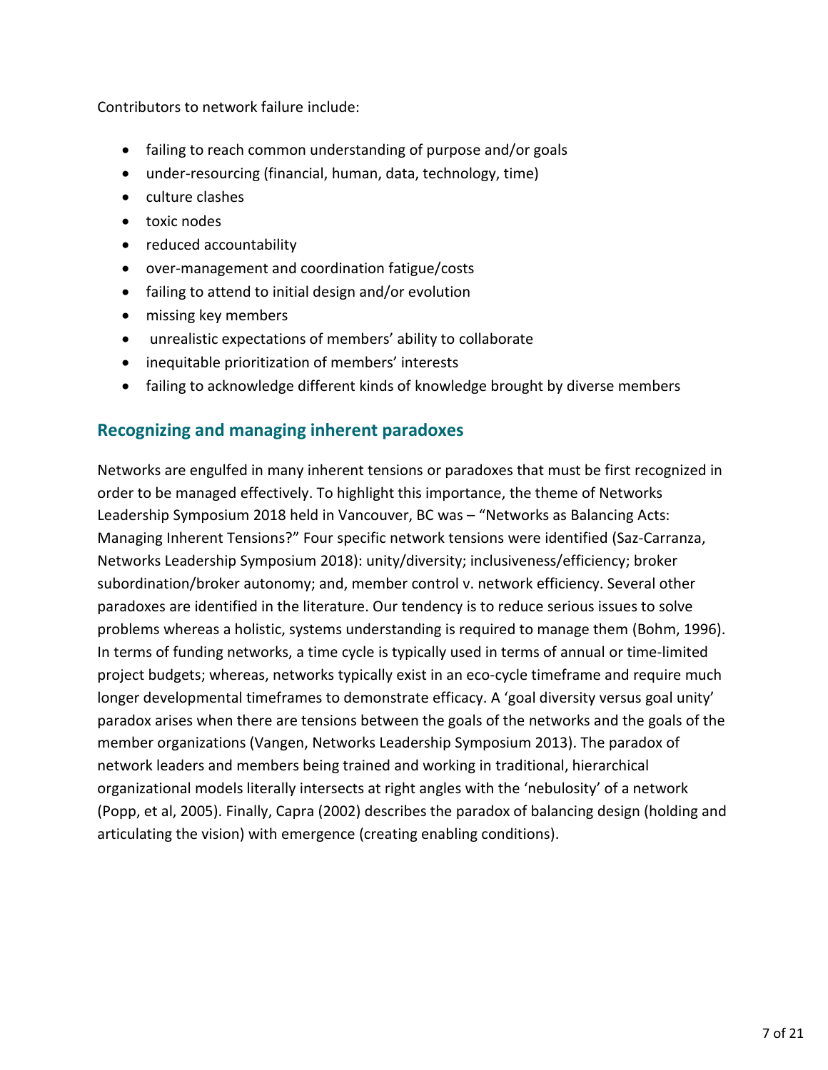Contributors to network failure include:

- failing to reach common understanding of purpose and/or goals
- under-resourcing (financial, human, data, technology, time)
- culture clashes
- toxic nodes
- reduced accountability
- over-management and coordination fatigue/costs
- failing to attend to initial design and/or evolution
- missing key members
- unrealistic expectations of members' ability to collaborate
- inequitable prioritization of members' interests
- failing to acknowledge different kinds of knowledge brought by diverse members

## Recognizing and managing inherent paradoxes

Networks are engulfed in many inherent tensions or paradoxes that must be first recognized in order to be managed effectively. To highlight this importance, the theme of Networks Leadership Symposium 2018 held in Vancouver, BC was – "Networks as Balancing Acts: Managing Inherent Tensions?" Four specific network tensions were identified (Saz-Carranza, Networks Leadership Symposium 2018): unity/diversity; inclusiveness/efficiency; broker subordination/broker autonomy; and, member control v. network efficiency. Several other paradoxes are identified in the literature. Our tendency is to reduce serious issues to solve problems whereas a holistic, systems understanding is required to manage them (Bohm, 1996). In terms of funding networks, a time cycle is typically used in terms of annual or time-limited project budgets; whereas, networks typically exist in an eco-cycle timeframe and require much longer developmental timeframes to demonstrate efficacy. A 'goal diversity versus goal unity' paradox arises when there are tensions between the goals of the networks and the goals of the member organizations (Vangen, Networks Leadership Symposium 2013). The paradox of network leaders and members being trained and working in traditional, hierarchical organizational models literally intersects at right angles with the 'nebulosity' of a network (Popp, et al, 2005). Finally, Capra (2002) describes the paradox of balancing design (holding and articulating the vision) with emergence (creating enabling conditions).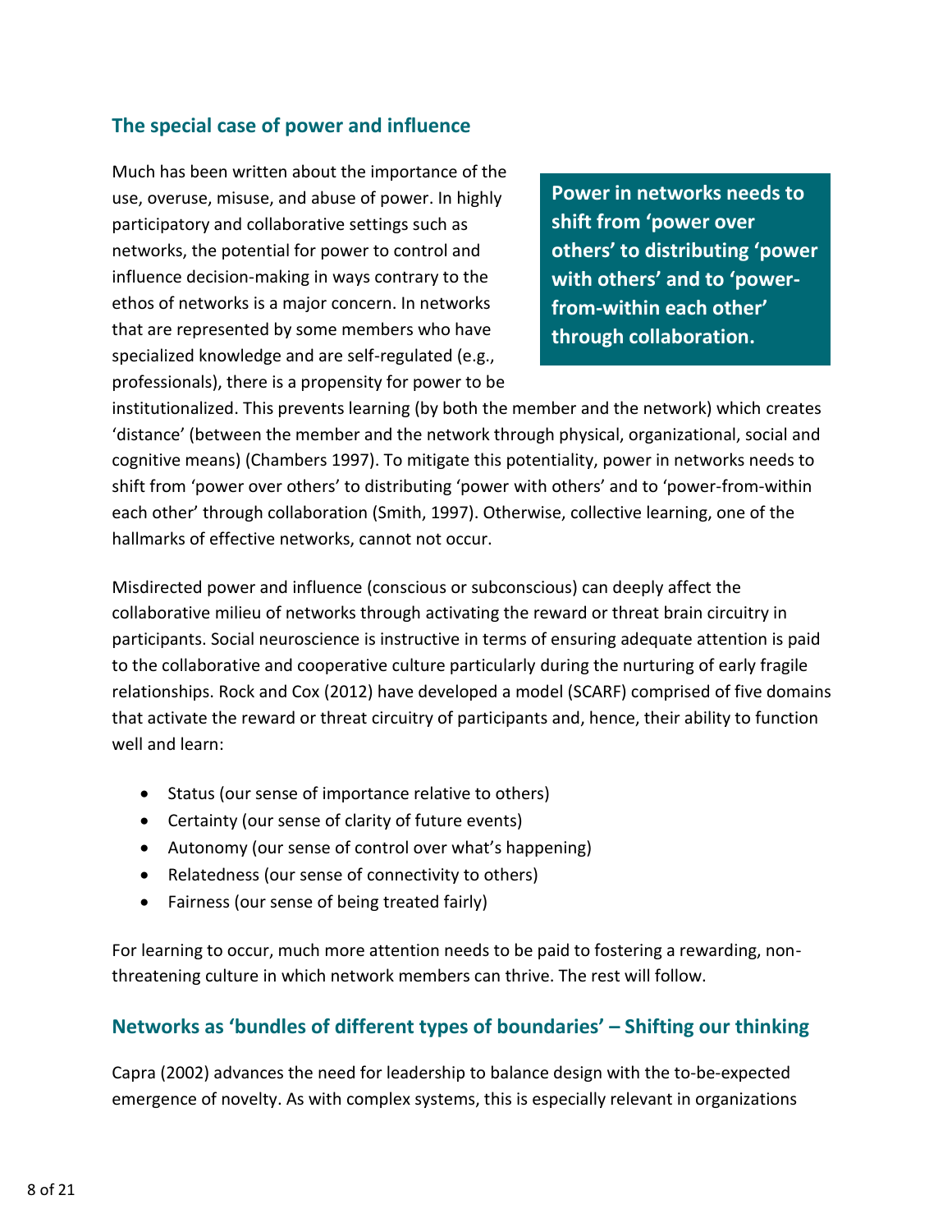## The special case of power and influence

Much has been written about the importance of the use, overuse, misuse, and abuse of power. In highly participatory and collaborative settings such as networks, the potential for power to control and influence decision-making in ways contrary to the ethos of networks is a major concern. In networks that are represented by some members who have specialized knowledge and are self-regulated (e.g., professionals), there is a propensity for power to be institutionalized. This prevents learning (by both the member and the network) which creates 'distance' (between the member and the network through physical, organizational, social and cognitive means) (Chambers 1997). To mitigate this potentiality, power in networks needs to shift from 'power over others' to distributing 'power with others' and to 'power-from-within each other' through collaboration (Smith, 1997). Otherwise, collective learning, one of the hallmarks of effective networks, cannot not occur.

**Power in networks needs to shift from 'power over others' to distributing 'power with others' and to 'power-from-within each other' through collaboration.**

Misdirected power and influence (conscious or subconscious) can deeply affect the collaborative milieu of networks through activating the reward or threat brain circuitry in participants. Social neuroscience is instructive in terms of ensuring adequate attention is paid to the collaborative and cooperative culture particularly during the nurturing of early fragile relationships. Rock and Cox (2012) have developed a model (SCARF) comprised of five domains that activate the reward or threat circuitry of participants and, hence, their ability to function well and learn:

- Status (our sense of importance relative to others)
- Certainty (our sense of clarity of future events)
- Autonomy (our sense of control over what's happening)
- Relatedness (our sense of connectivity to others)
- Fairness (our sense of being treated fairly)

For learning to occur, much more attention needs to be paid to fostering a rewarding, non-threatening culture in which network members can thrive. The rest will follow.

## Networks as 'bundles of different types of boundaries' – Shifting our thinking

Capra (2002) advances the need for leadership to balance design with the to-be-expected emergence of novelty. As with complex systems, this is especially relevant in organizations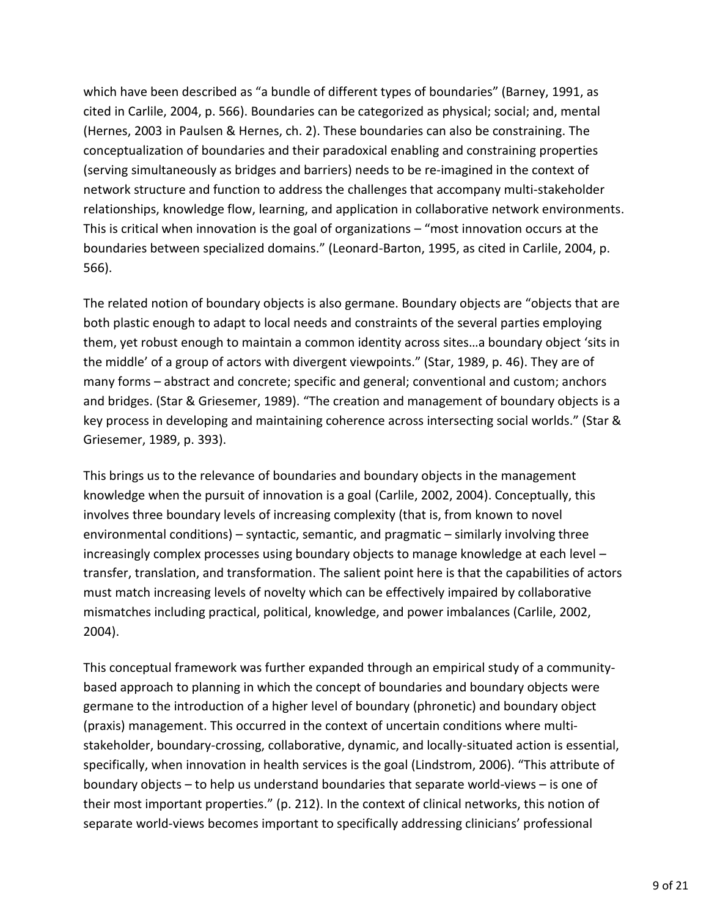which have been described as "a bundle of different types of boundaries" (Barney, 1991, as cited in Carlile, 2004, p. 566). Boundaries can be categorized as physical; social; and, mental (Hernes, 2003 in Paulsen & Hernes, ch. 2). These boundaries can also be constraining. The conceptualization of boundaries and their paradoxical enabling and constraining properties (serving simultaneously as bridges and barriers) needs to be re-imagined in the context of network structure and function to address the challenges that accompany multi-stakeholder relationships, knowledge flow, learning, and application in collaborative network environments. This is critical when innovation is the goal of organizations – "most innovation occurs at the boundaries between specialized domains." (Leonard-Barton, 1995, as cited in Carlile, 2004, p. 566).

The related notion of boundary objects is also germane. Boundary objects are "objects that are both plastic enough to adapt to local needs and constraints of the several parties employing them, yet robust enough to maintain a common identity across sites…a boundary object 'sits in the middle' of a group of actors with divergent viewpoints." (Star, 1989, p. 46). They are of many forms – abstract and concrete; specific and general; conventional and custom; anchors and bridges. (Star & Griesemer, 1989). "The creation and management of boundary objects is a key process in developing and maintaining coherence across intersecting social worlds." (Star & Griesemer, 1989, p. 393).

This brings us to the relevance of boundaries and boundary objects in the management knowledge when the pursuit of innovation is a goal (Carlile, 2002, 2004). Conceptually, this involves three boundary levels of increasing complexity (that is, from known to novel environmental conditions) – syntactic, semantic, and pragmatic – similarly involving three increasingly complex processes using boundary objects to manage knowledge at each level – transfer, translation, and transformation. The salient point here is that the capabilities of actors must match increasing levels of novelty which can be effectively impaired by collaborative mismatches including practical, political, knowledge, and power imbalances (Carlile, 2002, 2004).

This conceptual framework was further expanded through an empirical study of a community-based approach to planning in which the concept of boundaries and boundary objects were germane to the introduction of a higher level of boundary (phronetic) and boundary object (praxis) management. This occurred in the context of uncertain conditions where multi-stakeholder, boundary-crossing, collaborative, dynamic, and locally-situated action is essential, specifically, when innovation in health services is the goal (Lindstrom, 2006). "This attribute of boundary objects – to help us understand boundaries that separate world-views – is one of their most important properties." (p. 212). In the context of clinical networks, this notion of separate world-views becomes important to specifically addressing clinicians' professional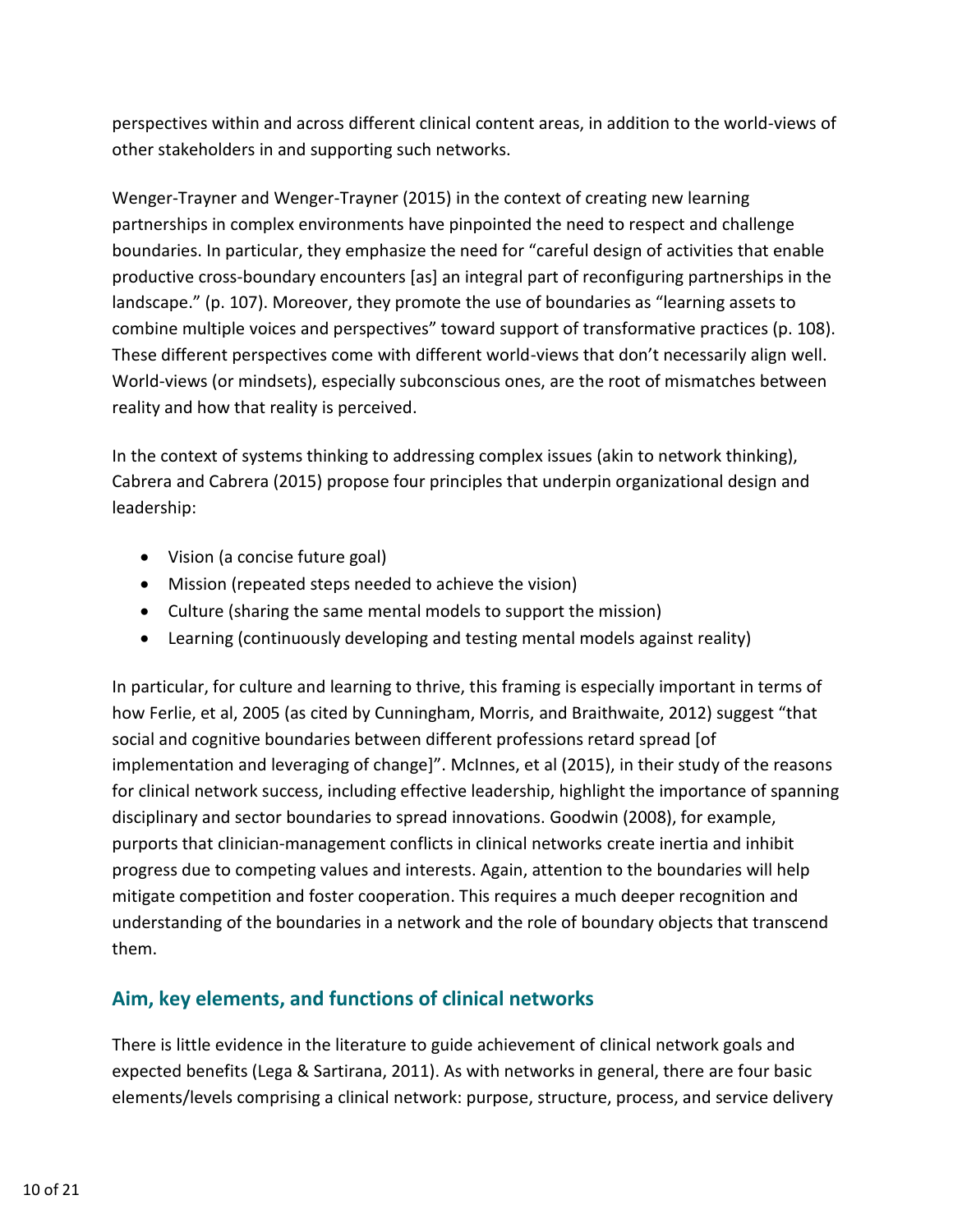perspectives within and across different clinical content areas, in addition to the world-views of other stakeholders in and supporting such networks.

Wenger-Trayner and Wenger-Trayner (2015) in the context of creating new learning partnerships in complex environments have pinpointed the need to respect and challenge boundaries. In particular, they emphasize the need for "careful design of activities that enable productive cross-boundary encounters [as] an integral part of reconfiguring partnerships in the landscape." (p. 107). Moreover, they promote the use of boundaries as "learning assets to combine multiple voices and perspectives" toward support of transformative practices (p. 108). These different perspectives come with different world-views that don't necessarily align well. World-views (or mindsets), especially subconscious ones, are the root of mismatches between reality and how that reality is perceived.

In the context of systems thinking to addressing complex issues (akin to network thinking), Cabrera and Cabrera (2015) propose four principles that underpin organizational design and leadership:

- Vision (a concise future goal)
- Mission (repeated steps needed to achieve the vision)
- Culture (sharing the same mental models to support the mission)
- Learning (continuously developing and testing mental models against reality)

In particular, for culture and learning to thrive, this framing is especially important in terms of how Ferlie, et al, 2005 (as cited by Cunningham, Morris, and Braithwaite, 2012) suggest "that social and cognitive boundaries between different professions retard spread [of implementation and leveraging of change]". McInnes, et al (2015), in their study of the reasons for clinical network success, including effective leadership, highlight the importance of spanning disciplinary and sector boundaries to spread innovations. Goodwin (2008), for example, purports that clinician-management conflicts in clinical networks create inertia and inhibit progress due to competing values and interests. Again, attention to the boundaries will help mitigate competition and foster cooperation. This requires a much deeper recognition and understanding of the boundaries in a network and the role of boundary objects that transcend them.

## Aim, key elements, and functions of clinical networks

There is little evidence in the literature to guide achievement of clinical network goals and expected benefits (Lega & Sartirana, 2011). As with networks in general, there are four basic elements/levels comprising a clinical network: purpose, structure, process, and service delivery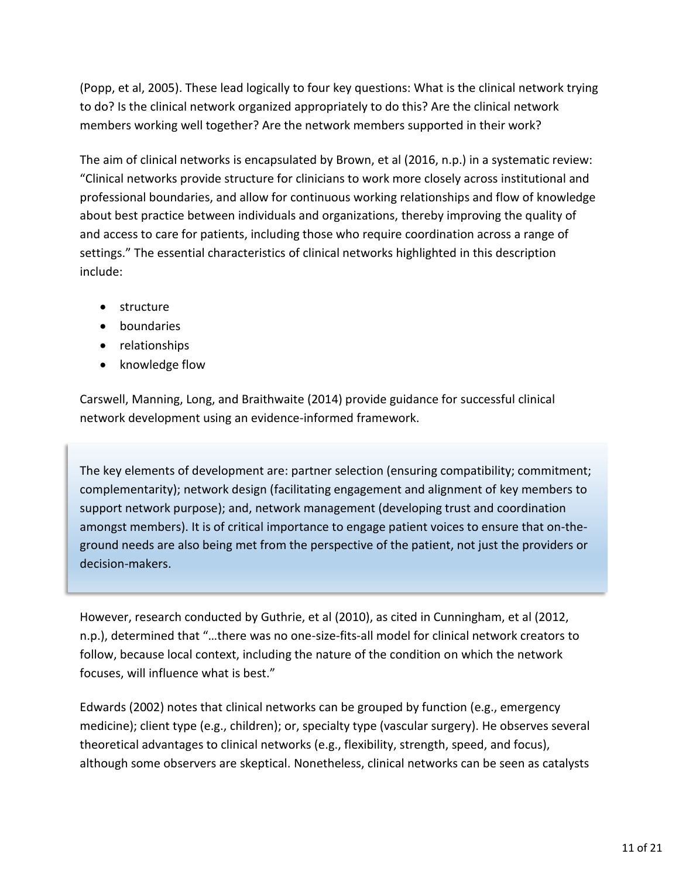(Popp, et al, 2005). These lead logically to four key questions: What is the clinical network trying to do? Is the clinical network organized appropriately to do this? Are the clinical network members working well together? Are the network members supported in their work?

The aim of clinical networks is encapsulated by Brown, et al (2016, n.p.) in a systematic review: "Clinical networks provide structure for clinicians to work more closely across institutional and professional boundaries, and allow for continuous working relationships and flow of knowledge about best practice between individuals and organizations, thereby improving the quality of and access to care for patients, including those who require coordination across a range of settings." The essential characteristics of clinical networks highlighted in this description include:

- structure
- boundaries
- relationships
- knowledge flow

Carswell, Manning, Long, and Braithwaite (2014) provide guidance for successful clinical network development using an evidence-informed framework.

> The key elements of development are: partner selection (ensuring compatibility; commitment; complementarity); network design (facilitating engagement and alignment of key members to support network purpose); and, network management (developing trust and coordination amongst members). It is of critical importance to engage patient voices to ensure that on-the-ground needs are also being met from the perspective of the patient, not just the providers or decision-makers.

However, research conducted by Guthrie, et al (2010), as cited in Cunningham, et al (2012, n.p.), determined that "…there was no one-size-fits-all model for clinical network creators to follow, because local context, including the nature of the condition on which the network focuses, will influence what is best."

Edwards (2002) notes that clinical networks can be grouped by function (e.g., emergency medicine); client type (e.g., children); or, specialty type (vascular surgery). He observes several theoretical advantages to clinical networks (e.g., flexibility, strength, speed, and focus), although some observers are skeptical. Nonetheless, clinical networks can be seen as catalysts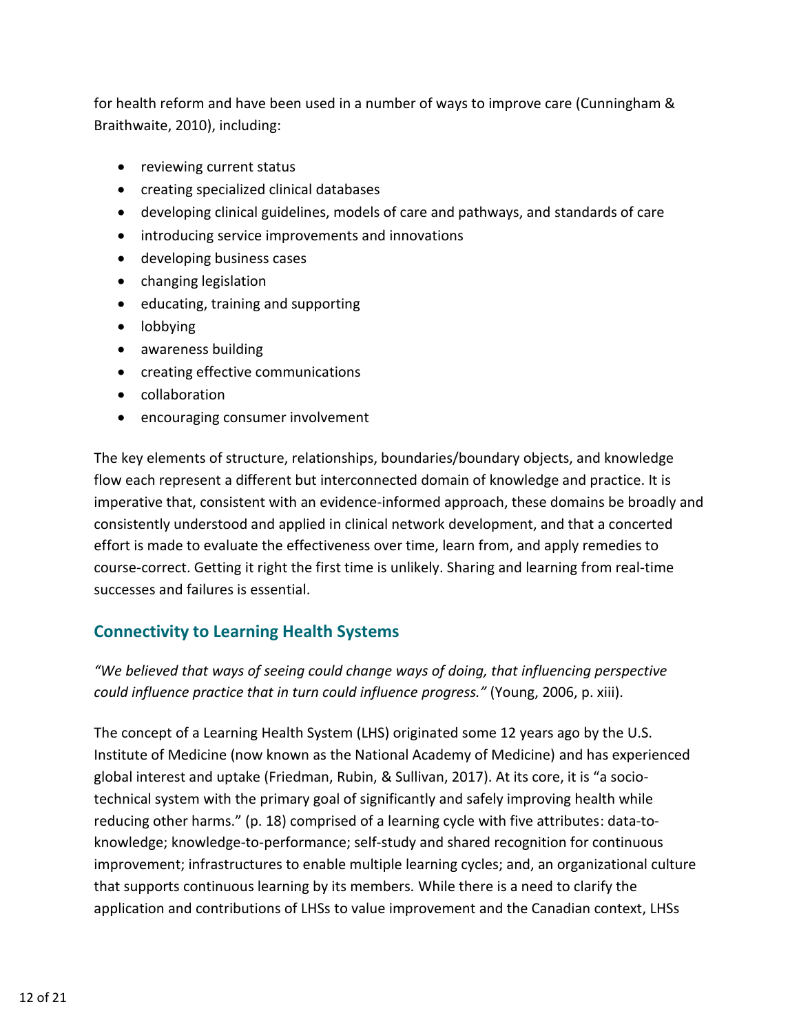for health reform and have been used in a number of ways to improve care (Cunningham & Braithwaite, 2010), including:

- reviewing current status
- creating specialized clinical databases
- developing clinical guidelines, models of care and pathways, and standards of care
- introducing service improvements and innovations
- developing business cases
- changing legislation
- educating, training and supporting
- lobbying
- awareness building
- creating effective communications
- collaboration
- encouraging consumer involvement

The key elements of structure, relationships, boundaries/boundary objects, and knowledge flow each represent a different but interconnected domain of knowledge and practice. It is imperative that, consistent with an evidence-informed approach, these domains be broadly and consistently understood and applied in clinical network development, and that a concerted effort is made to evaluate the effectiveness over time, learn from, and apply remedies to course-correct. Getting it right the first time is unlikely. Sharing and learning from real-time successes and failures is essential.

## Connectivity to Learning Health Systems

*"We believed that ways of seeing could change ways of doing, that influencing perspective could influence practice that in turn could influence progress."* (Young, 2006, p. xiii).

The concept of a Learning Health System (LHS) originated some 12 years ago by the U.S. Institute of Medicine (now known as the National Academy of Medicine) and has experienced global interest and uptake (Friedman, Rubin, & Sullivan, 2017). At its core, it is "a socio-technical system with the primary goal of significantly and safely improving health while reducing other harms." (p. 18) comprised of a learning cycle with five attributes: data-to-knowledge; knowledge-to-performance; self-study and shared recognition for continuous improvement; infrastructures to enable multiple learning cycles; and, an organizational culture that supports continuous learning by its members. While there is a need to clarify the application and contributions of LHSs to value improvement and the Canadian context, LHSs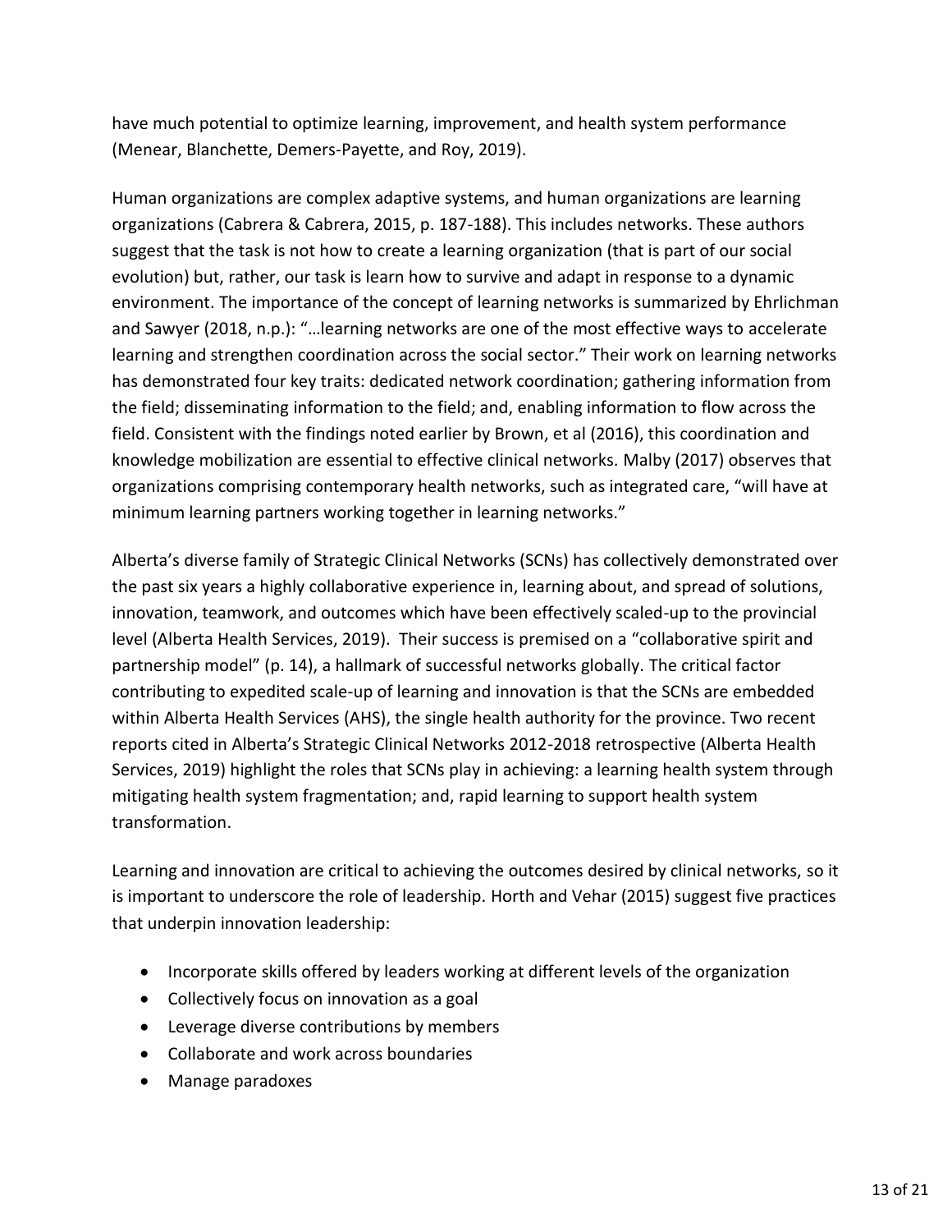have much potential to optimize learning, improvement, and health system performance (Menear, Blanchette, Demers-Payette, and Roy, 2019).

Human organizations are complex adaptive systems, and human organizations are learning organizations (Cabrera & Cabrera, 2015, p. 187-188). This includes networks. These authors suggest that the task is not how to create a learning organization (that is part of our social evolution) but, rather, our task is learn how to survive and adapt in response to a dynamic environment. The importance of the concept of learning networks is summarized by Ehrlichman and Sawyer (2018, n.p.): "…learning networks are one of the most effective ways to accelerate learning and strengthen coordination across the social sector." Their work on learning networks has demonstrated four key traits: dedicated network coordination; gathering information from the field; disseminating information to the field; and, enabling information to flow across the field. Consistent with the findings noted earlier by Brown, et al (2016), this coordination and knowledge mobilization are essential to effective clinical networks. Malby (2017) observes that organizations comprising contemporary health networks, such as integrated care, "will have at minimum learning partners working together in learning networks."

Alberta's diverse family of Strategic Clinical Networks (SCNs) has collectively demonstrated over the past six years a highly collaborative experience in, learning about, and spread of solutions, innovation, teamwork, and outcomes which have been effectively scaled-up to the provincial level (Alberta Health Services, 2019). Their success is premised on a "collaborative spirit and partnership model" (p. 14), a hallmark of successful networks globally. The critical factor contributing to expedited scale-up of learning and innovation is that the SCNs are embedded within Alberta Health Services (AHS), the single health authority for the province. Two recent reports cited in Alberta's Strategic Clinical Networks 2012-2018 retrospective (Alberta Health Services, 2019) highlight the roles that SCNs play in achieving: a learning health system through mitigating health system fragmentation; and, rapid learning to support health system transformation.

Learning and innovation are critical to achieving the outcomes desired by clinical networks, so it is important to underscore the role of leadership. Horth and Vehar (2015) suggest five practices that underpin innovation leadership:

- Incorporate skills offered by leaders working at different levels of the organization
- Collectively focus on innovation as a goal
- Leverage diverse contributions by members
- Collaborate and work across boundaries
- Manage paradoxes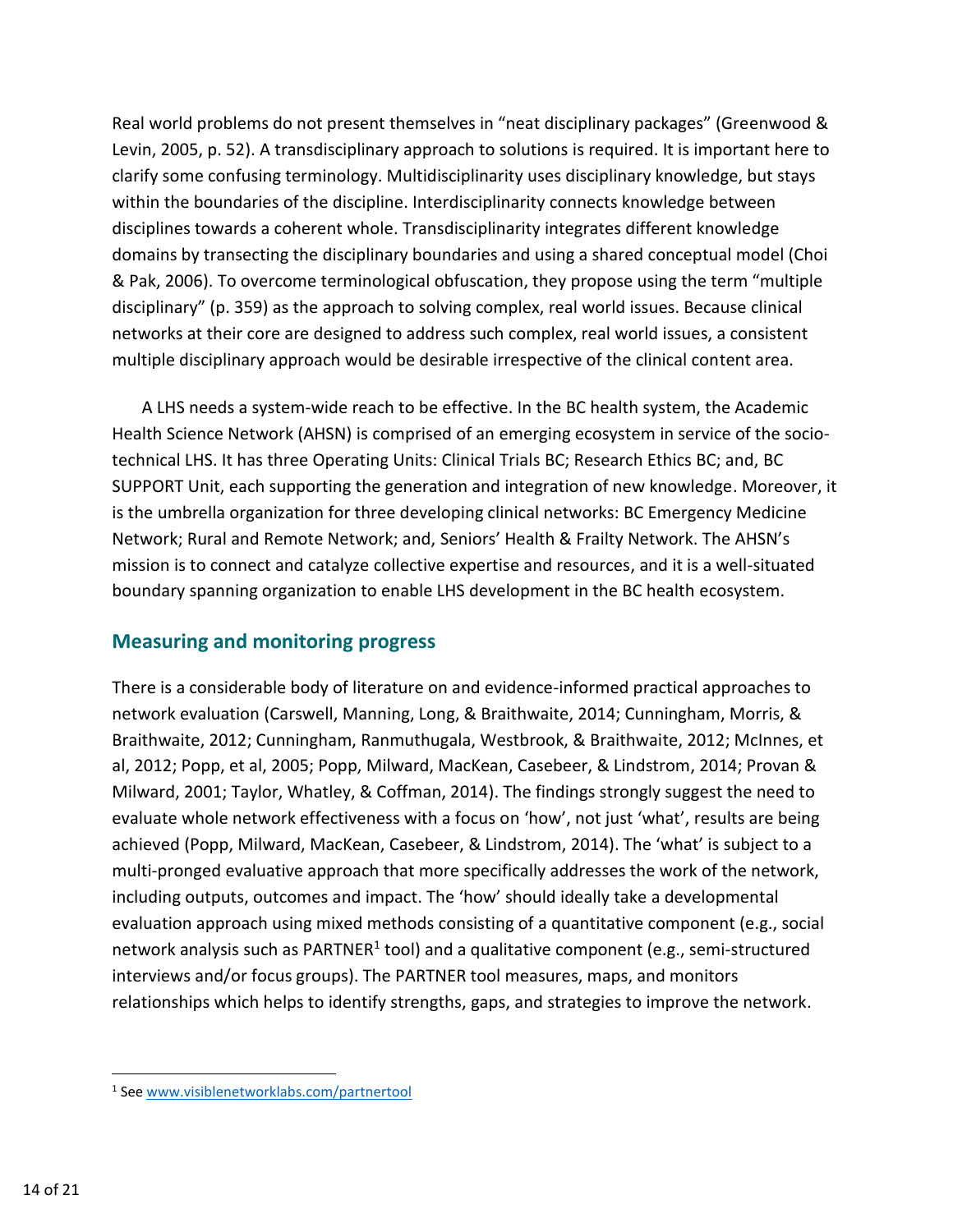Real world problems do not present themselves in "neat disciplinary packages" (Greenwood & Levin, 2005, p. 52). A transdisciplinary approach to solutions is required. It is important here to clarify some confusing terminology. Multidisciplinarity uses disciplinary knowledge, but stays within the boundaries of the discipline. Interdisciplinarity connects knowledge between disciplines towards a coherent whole. Transdisciplinarity integrates different knowledge domains by transecting the disciplinary boundaries and using a shared conceptual model (Choi & Pak, 2006). To overcome terminological obfuscation, they propose using the term "multiple disciplinary" (p. 359) as the approach to solving complex, real world issues. Because clinical networks at their core are designed to address such complex, real world issues, a consistent multiple disciplinary approach would be desirable irrespective of the clinical content area.

A LHS needs a system-wide reach to be effective. In the BC health system, the Academic Health Science Network (AHSN) is comprised of an emerging ecosystem in service of the socio-technical LHS. It has three Operating Units: Clinical Trials BC; Research Ethics BC; and, BC SUPPORT Unit, each supporting the generation and integration of new knowledge. Moreover, it is the umbrella organization for three developing clinical networks: BC Emergency Medicine Network; Rural and Remote Network; and, Seniors' Health & Frailty Network. The AHSN's mission is to connect and catalyze collective expertise and resources, and it is a well-situated boundary spanning organization to enable LHS development in the BC health ecosystem.

## Measuring and monitoring progress

There is a considerable body of literature on and evidence-informed practical approaches to network evaluation (Carswell, Manning, Long, & Braithwaite, 2014; Cunningham, Morris, & Braithwaite, 2012; Cunningham, Ranmuthugala, Westbrook, & Braithwaite, 2012; McInnes, et al, 2012; Popp, et al, 2005; Popp, Milward, MacKean, Casebeer, & Lindstrom, 2014; Provan & Milward, 2001; Taylor, Whatley, & Coffman, 2014). The findings strongly suggest the need to evaluate whole network effectiveness with a focus on 'how', not just 'what', results are being achieved (Popp, Milward, MacKean, Casebeer, & Lindstrom, 2014). The 'what' is subject to a multi-pronged evaluative approach that more specifically addresses the work of the network, including outputs, outcomes and impact. The 'how' should ideally take a developmental evaluation approach using mixed methods consisting of a quantitative component (e.g., social network analysis such as PARTNER[1] tool) and a qualitative component (e.g., semi-structured interviews and/or focus groups). The PARTNER tool measures, maps, and monitors relationships which helps to identify strengths, gaps, and strategies to improve the network.

---

[1] See www.visiblenetworklabs.com/partnertool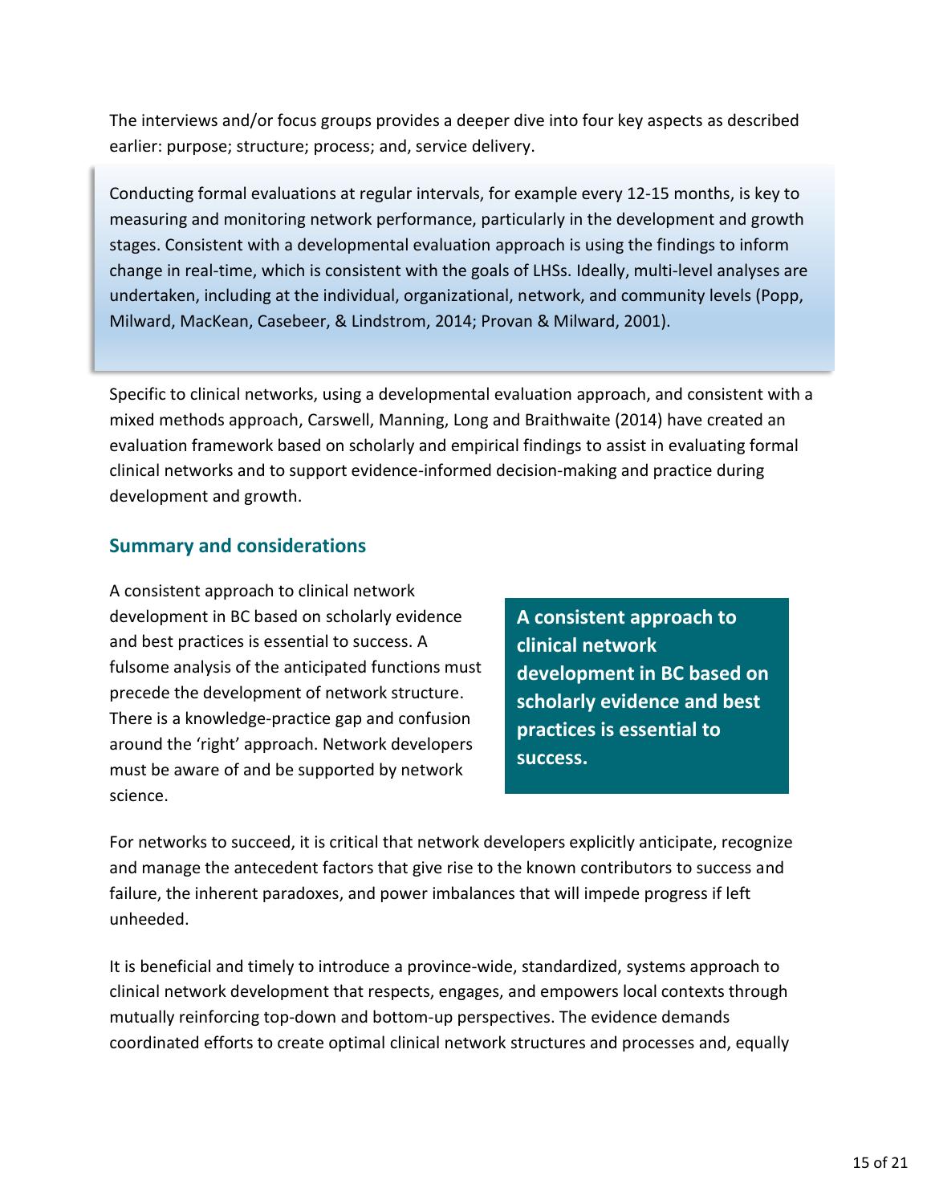The interviews and/or focus groups provides a deeper dive into four key aspects as described earlier: purpose; structure; process; and, service delivery.

> Conducting formal evaluations at regular intervals, for example every 12-15 months, is key to measuring and monitoring network performance, particularly in the development and growth stages. Consistent with a developmental evaluation approach is using the findings to inform change in real-time, which is consistent with the goals of LHSs. Ideally, multi-level analyses are undertaken, including at the individual, organizational, network, and community levels (Popp, Milward, MacKean, Casebeer, & Lindstrom, 2014; Provan & Milward, 2001).

Specific to clinical networks, using a developmental evaluation approach, and consistent with a mixed methods approach, Carswell, Manning, Long and Braithwaite (2014) have created an evaluation framework based on scholarly and empirical findings to assist in evaluating formal clinical networks and to support evidence-informed decision-making and practice during development and growth.

## Summary and considerations

A consistent approach to clinical network development in BC based on scholarly evidence and best practices is essential to success. A fulsome analysis of the anticipated functions must precede the development of network structure. There is a knowledge-practice gap and confusion around the 'right' approach. Network developers must be aware of and be supported by network science.

> **A consistent approach to clinical network development in BC based on scholarly evidence and best practices is essential to success.**

For networks to succeed, it is critical that network developers explicitly anticipate, recognize and manage the antecedent factors that give rise to the known contributors to success and failure, the inherent paradoxes, and power imbalances that will impede progress if left unheeded.

It is beneficial and timely to introduce a province-wide, standardized, systems approach to clinical network development that respects, engages, and empowers local contexts through mutually reinforcing top-down and bottom-up perspectives. The evidence demands coordinated efforts to create optimal clinical network structures and processes and, equally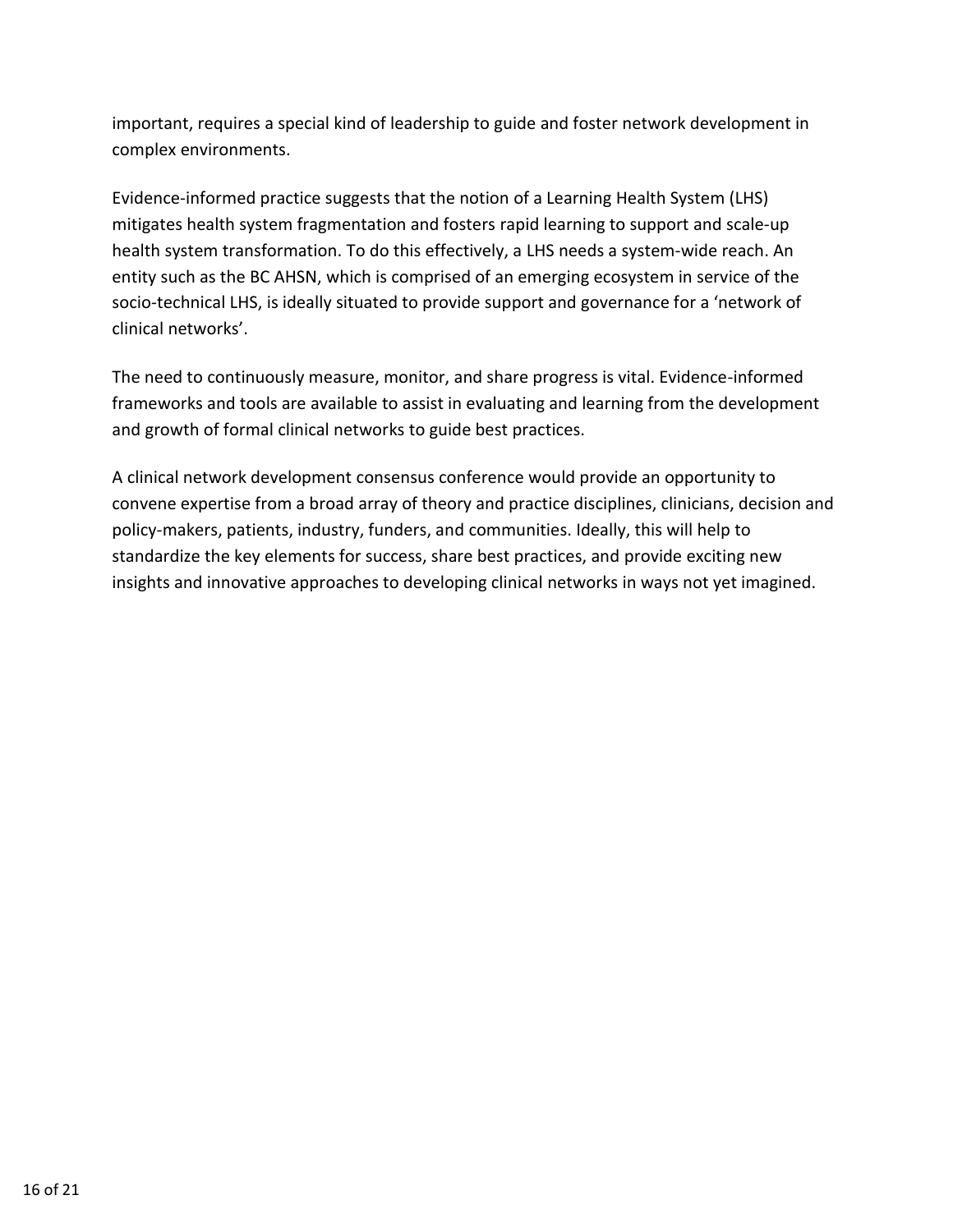important, requires a special kind of leadership to guide and foster network development in complex environments.

Evidence-informed practice suggests that the notion of a Learning Health System (LHS) mitigates health system fragmentation and fosters rapid learning to support and scale-up health system transformation. To do this effectively, a LHS needs a system-wide reach. An entity such as the BC AHSN, which is comprised of an emerging ecosystem in service of the socio-technical LHS, is ideally situated to provide support and governance for a 'network of clinical networks'.

The need to continuously measure, monitor, and share progress is vital. Evidence-informed frameworks and tools are available to assist in evaluating and learning from the development and growth of formal clinical networks to guide best practices.

A clinical network development consensus conference would provide an opportunity to convene expertise from a broad array of theory and practice disciplines, clinicians, decision and policy-makers, patients, industry, funders, and communities. Ideally, this will help to standardize the key elements for success, share best practices, and provide exciting new insights and innovative approaches to developing clinical networks in ways not yet imagined.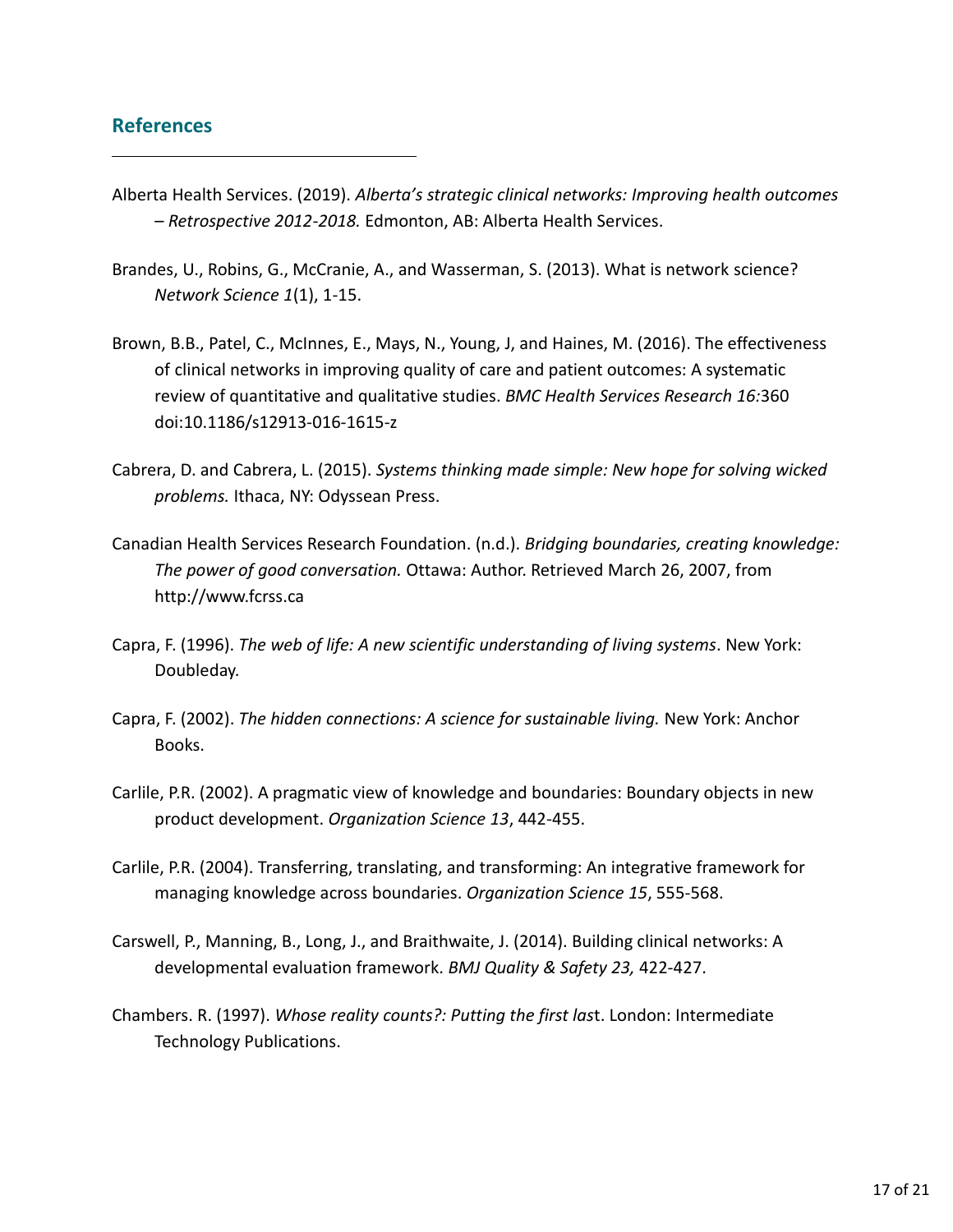## References

Alberta Health Services. (2019). *Alberta's strategic clinical networks: Improving health outcomes – Retrospective 2012-2018.* Edmonton, AB: Alberta Health Services.

Brandes, U., Robins, G., McCranie, A., and Wasserman, S. (2013). What is network science? *Network Science 1*(1), 1-15.

Brown, B.B., Patel, C., McInnes, E., Mays, N., Young, J, and Haines, M. (2016). The effectiveness of clinical networks in improving quality of care and patient outcomes: A systematic review of quantitative and qualitative studies. *BMC Health Services Research 16:*360 doi:10.1186/s12913-016-1615-z

Cabrera, D. and Cabrera, L. (2015). *Systems thinking made simple: New hope for solving wicked problems.* Ithaca, NY: Odyssean Press.

Canadian Health Services Research Foundation. (n.d.). *Bridging boundaries, creating knowledge: The power of good conversation.* Ottawa: Author. Retrieved March 26, 2007, from http://www.fcrss.ca

Capra, F. (1996). *The web of life: A new scientific understanding of living systems*. New York: Doubleday.

Capra, F. (2002). *The hidden connections: A science for sustainable living.* New York: Anchor Books.

Carlile, P.R. (2002). A pragmatic view of knowledge and boundaries: Boundary objects in new product development. *Organization Science 13*, 442-455.

Carlile, P.R. (2004). Transferring, translating, and transforming: An integrative framework for managing knowledge across boundaries. *Organization Science 15*, 555-568.

Carswell, P., Manning, B., Long, J., and Braithwaite, J. (2014). Building clinical networks: A developmental evaluation framework. *BMJ Quality & Safety 23,* 422-427.

Chambers. R. (1997). *Whose reality counts?: Putting the first last*. London: Intermediate Technology Publications.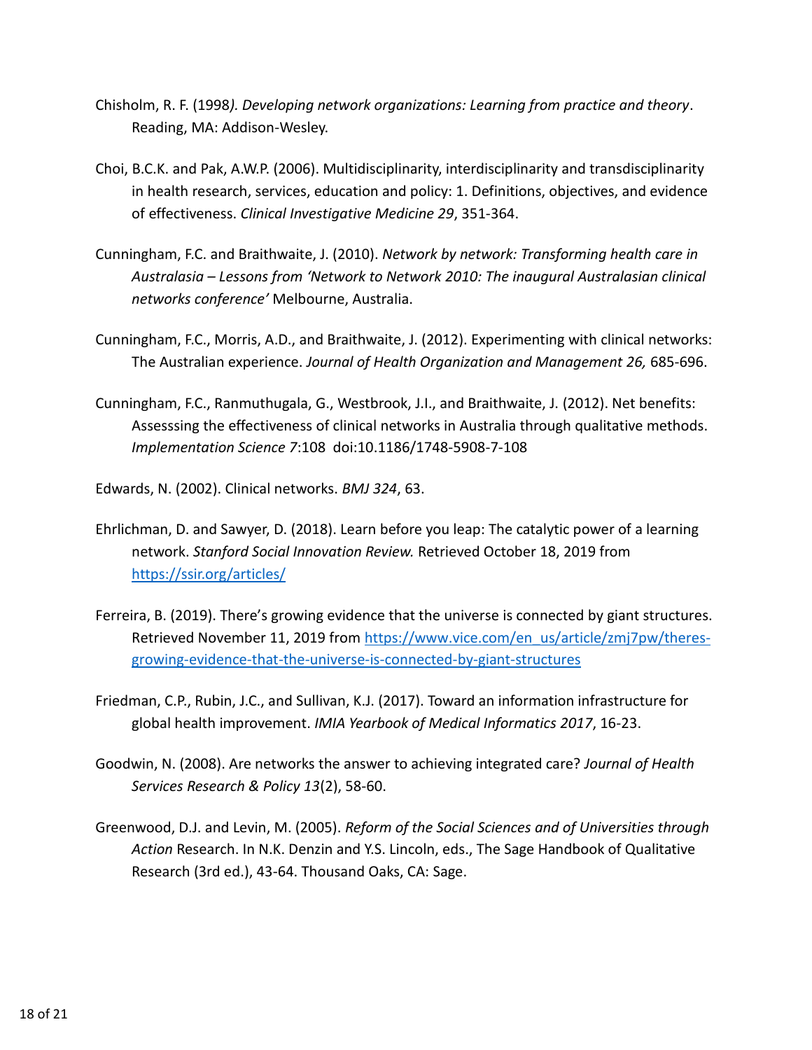Chisholm, R. F. (1998*). Developing network organizations: Learning from practice and theory*. Reading, MA: Addison-Wesley.

Choi, B.C.K. and Pak, A.W.P. (2006). Multidisciplinarity, interdisciplinarity and transdisciplinarity in health research, services, education and policy: 1. Definitions, objectives, and evidence of effectiveness. *Clinical Investigative Medicine 29*, 351-364.

Cunningham, F.C. and Braithwaite, J. (2010). *Network by network: Transforming health care in Australasia – Lessons from 'Network to Network 2010: The inaugural Australasian clinical networks conference'* Melbourne, Australia.

Cunningham, F.C., Morris, A.D., and Braithwaite, J. (2012). Experimenting with clinical networks: The Australian experience. *Journal of Health Organization and Management 26,* 685-696.

Cunningham, F.C., Ranmuthugala, G., Westbrook, J.I., and Braithwaite, J. (2012). Net benefits: Assesssing the effectiveness of clinical networks in Australia through qualitative methods. *Implementation Science 7*:108 doi:10.1186/1748-5908-7-108

Edwards, N. (2002). Clinical networks. *BMJ 324*, 63.

Ehrlichman, D. and Sawyer, D. (2018). Learn before you leap: The catalytic power of a learning network. *Stanford Social Innovation Review.* Retrieved October 18, 2019 from https://ssir.org/articles/

Ferreira, B. (2019). There's growing evidence that the universe is connected by giant structures. Retrieved November 11, 2019 from https://www.vice.com/en_us/article/zmj7pw/theres-growing-evidence-that-the-universe-is-connected-by-giant-structures

Friedman, C.P., Rubin, J.C., and Sullivan, K.J. (2017). Toward an information infrastructure for global health improvement. *IMIA Yearbook of Medical Informatics 2017*, 16-23.

Goodwin, N. (2008). Are networks the answer to achieving integrated care? *Journal of Health Services Research & Policy 13*(2), 58-60.

Greenwood, D.J. and Levin, M. (2005). *Reform of the Social Sciences and of Universities through Action* Research. In N.K. Denzin and Y.S. Lincoln, eds., The Sage Handbook of Qualitative Research (3rd ed.), 43-64. Thousand Oaks, CA: Sage.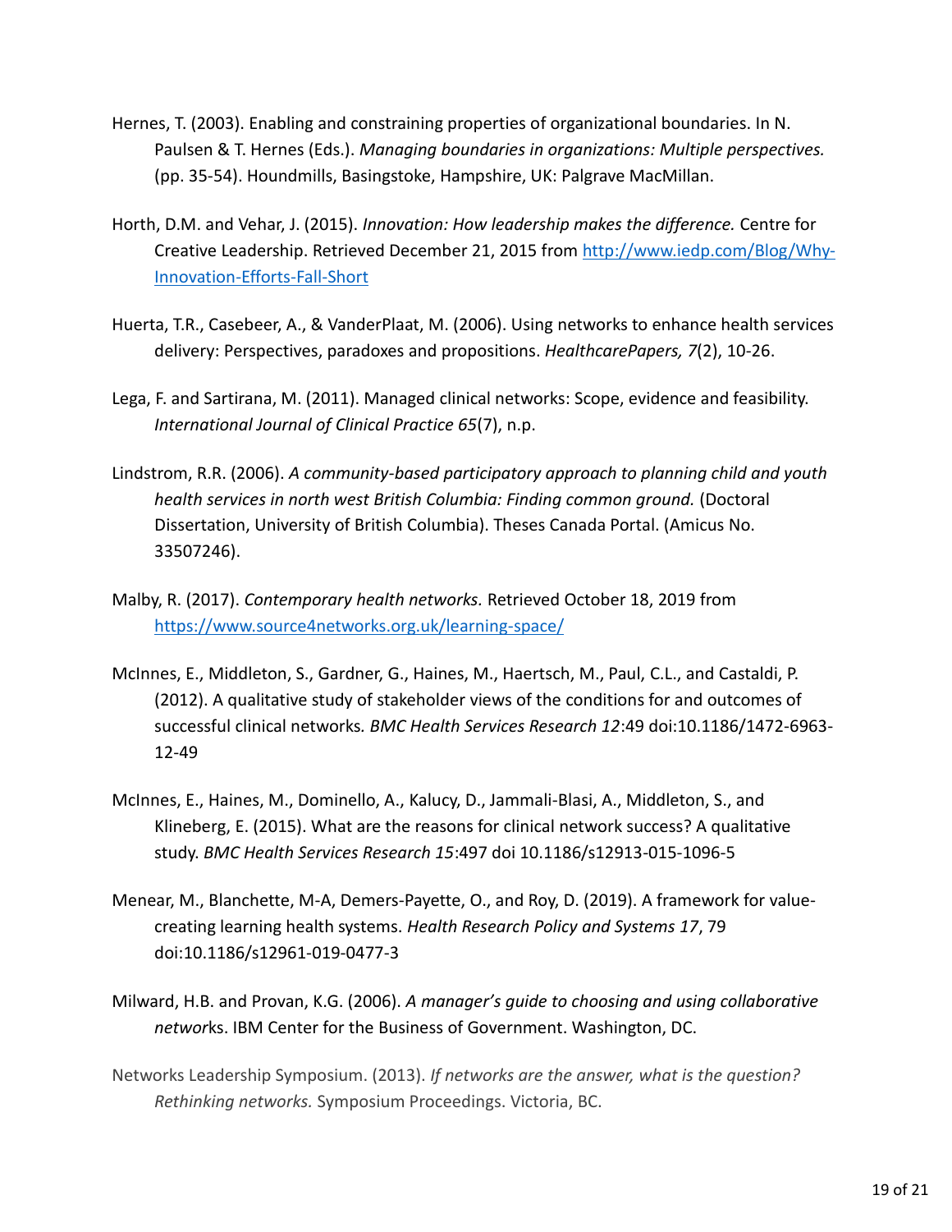Hernes, T. (2003). Enabling and constraining properties of organizational boundaries. In N. Paulsen & T. Hernes (Eds.). *Managing boundaries in organizations: Multiple perspectives.* (pp. 35-54). Houndmills, Basingstoke, Hampshire, UK: Palgrave MacMillan.

Horth, D.M. and Vehar, J. (2015). *Innovation: How leadership makes the difference.* Centre for Creative Leadership. Retrieved December 21, 2015 from [http://www.iedp.com/Blog/Why-Innovation-Efforts-Fall-Short](http://www.iedp.com/Blog/Why-Innovation-Efforts-Fall-Short)

Huerta, T.R., Casebeer, A., & VanderPlaat, M. (2006). Using networks to enhance health services delivery: Perspectives, paradoxes and propositions. *HealthcarePapers, 7*(2), 10-26.

Lega, F. and Sartirana, M. (2011). Managed clinical networks: Scope, evidence and feasibility. *International Journal of Clinical Practice 65*(7), n.p.

Lindstrom, R.R. (2006). *A community-based participatory approach to planning child and youth health services in north west British Columbia: Finding common ground.* (Doctoral Dissertation, University of British Columbia). Theses Canada Portal. (Amicus No. 33507246).

Malby, R. (2017). *Contemporary health networks.* Retrieved October 18, 2019 from [https://www.source4networks.org.uk/learning-space/](https://www.source4networks.org.uk/learning-space/)

McInnes, E., Middleton, S., Gardner, G., Haines, M., Haertsch, M., Paul, C.L., and Castaldi, P. (2012). A qualitative study of stakeholder views of the conditions for and outcomes of successful clinical networks*. BMC Health Services Research 12*:49 doi:10.1186/1472-6963-12-49

McInnes, E., Haines, M., Dominello, A., Kalucy, D., Jammali-Blasi, A., Middleton, S., and Klineberg, E. (2015). What are the reasons for clinical network success? A qualitative study. *BMC Health Services Research 15*:497 doi 10.1186/s12913-015-1096-5

Menear, M., Blanchette, M-A, Demers-Payette, O., and Roy, D. (2019). A framework for value-creating learning health systems. *Health Research Policy and Systems 17*, 79 doi:10.1186/s12961-019-0477-3

Milward, H.B. and Provan, K.G. (2006). *A manager's guide to choosing and using collaborative networ*ks. IBM Center for the Business of Government. Washington, DC.

Networks Leadership Symposium. (2013). *If networks are the answer, what is the question? Rethinking networks.* Symposium Proceedings. Victoria, BC.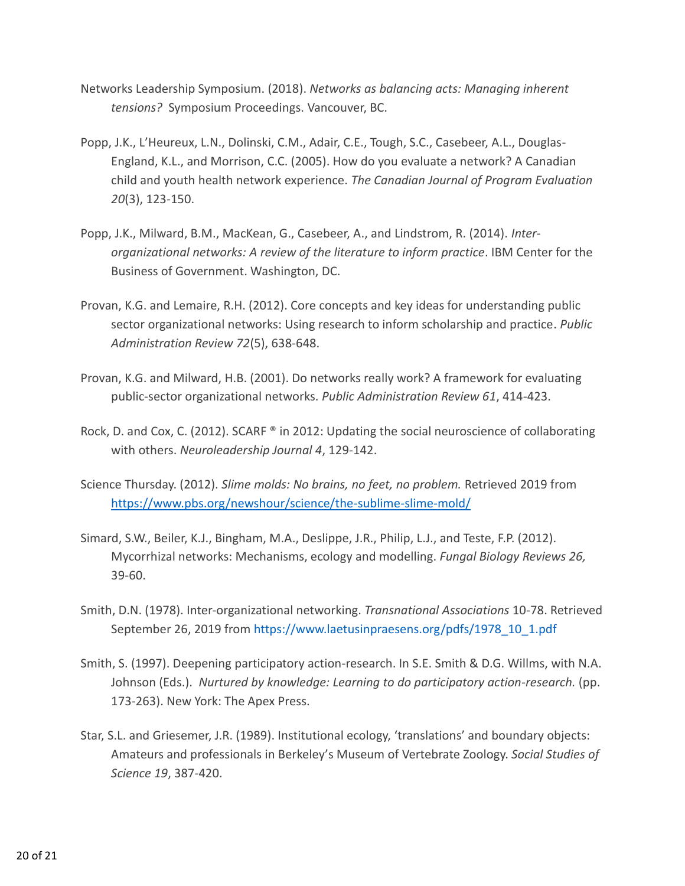Networks Leadership Symposium. (2018). *Networks as balancing acts: Managing inherent tensions?* Symposium Proceedings. Vancouver, BC.

Popp, J.K., L'Heureux, L.N., Dolinski, C.M., Adair, C.E., Tough, S.C., Casebeer, A.L., Douglas-England, K.L., and Morrison, C.C. (2005). How do you evaluate a network? A Canadian child and youth health network experience. *The Canadian Journal of Program Evaluation 20*(3), 123-150.

Popp, J.K., Milward, B.M., MacKean, G., Casebeer, A., and Lindstrom, R. (2014). *Inter-organizational networks: A review of the literature to inform practice*. IBM Center for the Business of Government. Washington, DC.

Provan, K.G. and Lemaire, R.H. (2012). Core concepts and key ideas for understanding public sector organizational networks: Using research to inform scholarship and practice. *Public Administration Review 72*(5), 638-648.

Provan, K.G. and Milward, H.B. (2001). Do networks really work? A framework for evaluating public-sector organizational networks. *Public Administration Review 61*, 414-423.

Rock, D. and Cox, C. (2012). SCARF ® in 2012: Updating the social neuroscience of collaborating with others. *Neuroleadership Journal 4*, 129-142.

Science Thursday. (2012). *Slime molds: No brains, no feet, no problem.* Retrieved 2019 from https://www.pbs.org/newshour/science/the-sublime-slime-mold/

Simard, S.W., Beiler, K.J., Bingham, M.A., Deslippe, J.R., Philip, L.J., and Teste, F.P. (2012). Mycorrhizal networks: Mechanisms, ecology and modelling. *Fungal Biology Reviews 26,* 39-60.

Smith, D.N. (1978). Inter-organizational networking. *Transnational Associations* 10-78. Retrieved September 26, 2019 from https://www.laetusinpraesens.org/pdfs/1978_10_1.pdf

Smith, S. (1997). Deepening participatory action-research. In S.E. Smith & D.G. Willms, with N.A. Johnson (Eds.). *Nurtured by knowledge: Learning to do participatory action-research.* (pp. 173-263). New York: The Apex Press.

Star, S.L. and Griesemer, J.R. (1989). Institutional ecology, 'translations' and boundary objects: Amateurs and professionals in Berkeley's Museum of Vertebrate Zoology. *Social Studies of Science 19*, 387-420.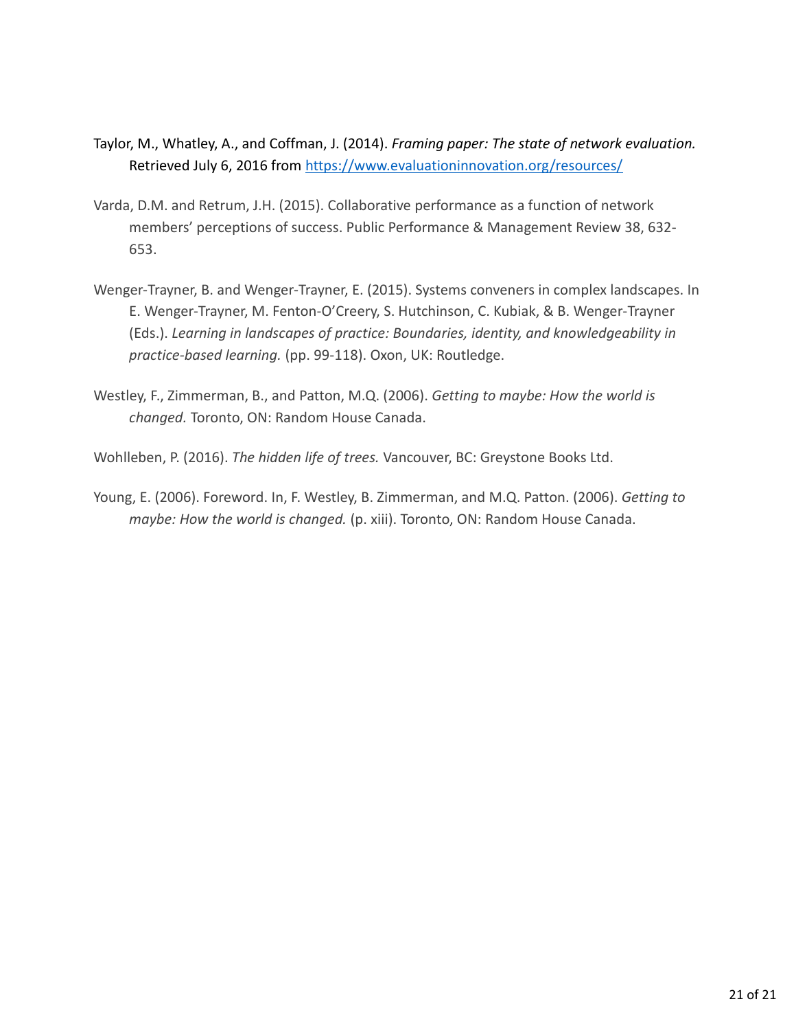Taylor, M., Whatley, A., and Coffman, J. (2014). *Framing paper: The state of network evaluation.* Retrieved July 6, 2016 from https://www.evaluationinnovation.org/resources/

Varda, D.M. and Retrum, J.H. (2015). Collaborative performance as a function of network members' perceptions of success. Public Performance & Management Review 38, 632-653.

Wenger-Trayner, B. and Wenger-Trayner, E. (2015). Systems conveners in complex landscapes. In E. Wenger-Trayner, M. Fenton-O'Creery, S. Hutchinson, C. Kubiak, & B. Wenger-Trayner (Eds.). *Learning in landscapes of practice: Boundaries, identity, and knowledgeability in practice-based learning.* (pp. 99-118). Oxon, UK: Routledge.

Westley, F., Zimmerman, B., and Patton, M.Q. (2006). *Getting to maybe: How the world is changed.* Toronto, ON: Random House Canada.

Wohlleben, P. (2016). *The hidden life of trees.* Vancouver, BC: Greystone Books Ltd.

Young, E. (2006). Foreword. In, F. Westley, B. Zimmerman, and M.Q. Patton. (2006). *Getting to maybe: How the world is changed.* (p. xiii). Toronto, ON: Random House Canada.